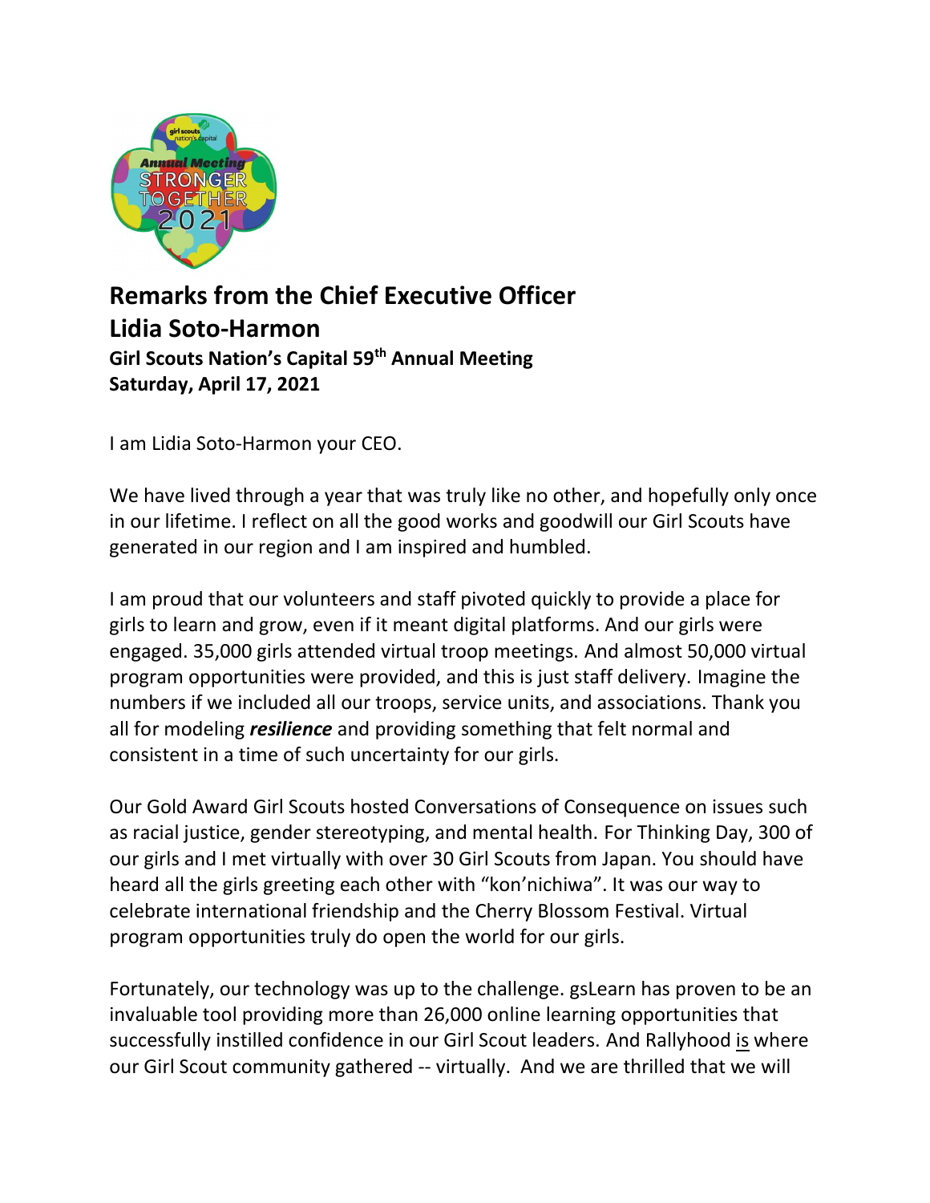# Remarks from the Chief Executive Officer
# Lidia Soto-Harmon

**Girl Scouts Nation's Capital 59th Annual Meeting**
**Saturday, April 17, 2021**

I am Lidia Soto-Harmon your CEO.

We have lived through a year that was truly like no other, and hopefully only once in our lifetime. I reflect on all the good works and goodwill our Girl Scouts have generated in our region and I am inspired and humbled.

I am proud that our volunteers and staff pivoted quickly to provide a place for girls to learn and grow, even if it meant digital platforms. And our girls were engaged. 35,000 girls attended virtual troop meetings. And almost 50,000 virtual program opportunities were provided, and this is just staff delivery. Imagine the numbers if we included all our troops, service units, and associations. Thank you all for modeling ***resilience*** and providing something that felt normal and consistent in a time of such uncertainty for our girls.

Our Gold Award Girl Scouts hosted Conversations of Consequence on issues such as racial justice, gender stereotyping, and mental health. For Thinking Day, 300 of our girls and I met virtually with over 30 Girl Scouts from Japan. You should have heard all the girls greeting each other with "kon'nichiwa". It was our way to celebrate international friendship and the Cherry Blossom Festival. Virtual program opportunities truly do open the world for our girls.

Fortunately, our technology was up to the challenge. gsLearn has proven to be an invaluable tool providing more than 26,000 online learning opportunities that successfully instilled confidence in our Girl Scout leaders. And Rallyhood is where our Girl Scout community gathered -- virtually. And we are thrilled that we will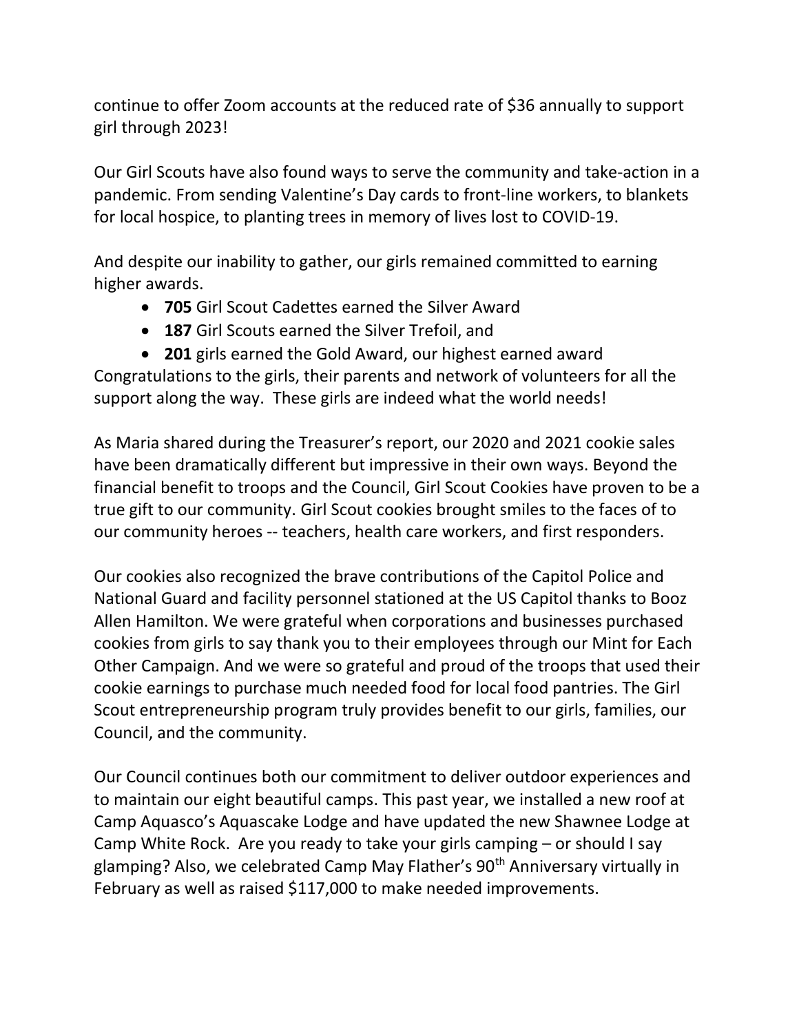continue to offer Zoom accounts at the reduced rate of $36 annually to support girl through 2023!

Our Girl Scouts have also found ways to serve the community and take-action in a pandemic. From sending Valentine's Day cards to front-line workers, to blankets for local hospice, to planting trees in memory of lives lost to COVID-19.

And despite our inability to gather, our girls remained committed to earning higher awards.

- **705** Girl Scout Cadettes earned the Silver Award
- **187** Girl Scouts earned the Silver Trefoil, and
- **201** girls earned the Gold Award, our highest earned award

Congratulations to the girls, their parents and network of volunteers for all the support along the way. These girls are indeed what the world needs!

As Maria shared during the Treasurer's report, our 2020 and 2021 cookie sales have been dramatically different but impressive in their own ways. Beyond the financial benefit to troops and the Council, Girl Scout Cookies have proven to be a true gift to our community. Girl Scout cookies brought smiles to the faces of to our community heroes -- teachers, health care workers, and first responders.

Our cookies also recognized the brave contributions of the Capitol Police and National Guard and facility personnel stationed at the US Capitol thanks to Booz Allen Hamilton. We were grateful when corporations and businesses purchased cookies from girls to say thank you to their employees through our Mint for Each Other Campaign. And we were so grateful and proud of the troops that used their cookie earnings to purchase much needed food for local food pantries. The Girl Scout entrepreneurship program truly provides benefit to our girls, families, our Council, and the community.

Our Council continues both our commitment to deliver outdoor experiences and to maintain our eight beautiful camps. This past year, we installed a new roof at Camp Aquasco's Aquascake Lodge and have updated the new Shawnee Lodge at Camp White Rock. Are you ready to take your girls camping – or should I say glamping? Also, we celebrated Camp May Flather's 90th Anniversary virtually in February as well as raised $117,000 to make needed improvements.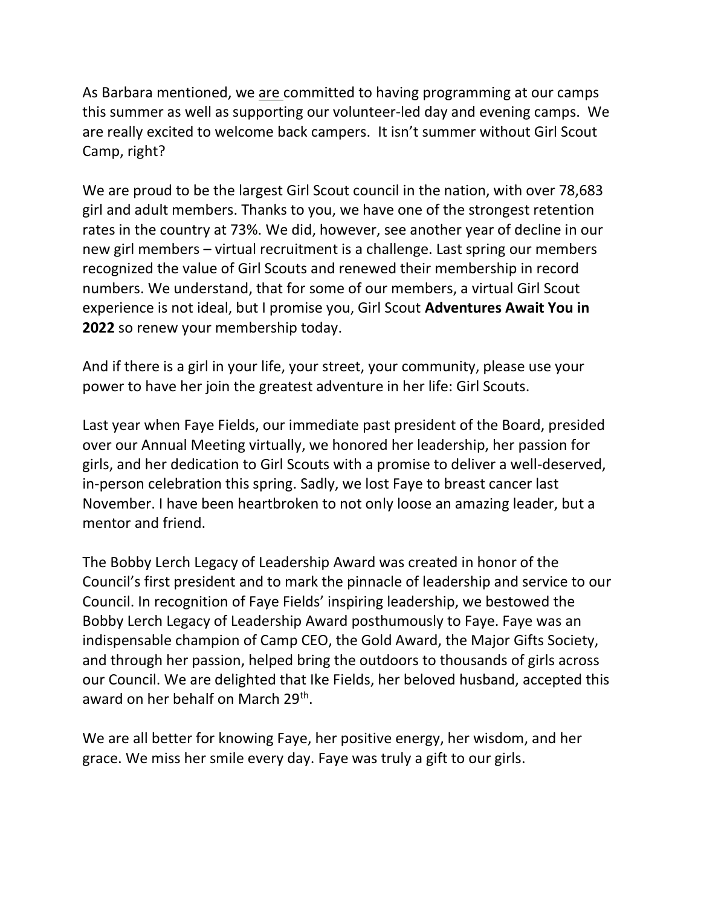As Barbara mentioned, we <u>are</u> committed to having programming at our camps this summer as well as supporting our volunteer-led day and evening camps. We are really excited to welcome back campers. It isn't summer without Girl Scout Camp, right?

We are proud to be the largest Girl Scout council in the nation, with over 78,683 girl and adult members. Thanks to you, we have one of the strongest retention rates in the country at 73%. We did, however, see another year of decline in our new girl members – virtual recruitment is a challenge. Last spring our members recognized the value of Girl Scouts and renewed their membership in record numbers. We understand, that for some of our members, a virtual Girl Scout experience is not ideal, but I promise you, Girl Scout **Adventures Await You in 2022** so renew your membership today.

And if there is a girl in your life, your street, your community, please use your power to have her join the greatest adventure in her life: Girl Scouts.

Last year when Faye Fields, our immediate past president of the Board, presided over our Annual Meeting virtually, we honored her leadership, her passion for girls, and her dedication to Girl Scouts with a promise to deliver a well-deserved, in-person celebration this spring. Sadly, we lost Faye to breast cancer last November. I have been heartbroken to not only loose an amazing leader, but a mentor and friend.

The Bobby Lerch Legacy of Leadership Award was created in honor of the Council's first president and to mark the pinnacle of leadership and service to our Council. In recognition of Faye Fields' inspiring leadership, we bestowed the Bobby Lerch Legacy of Leadership Award posthumously to Faye. Faye was an indispensable champion of Camp CEO, the Gold Award, the Major Gifts Society, and through her passion, helped bring the outdoors to thousands of girls across our Council. We are delighted that Ike Fields, her beloved husband, accepted this award on her behalf on March 29th.

We are all better for knowing Faye, her positive energy, her wisdom, and her grace. We miss her smile every day. Faye was truly a gift to our girls.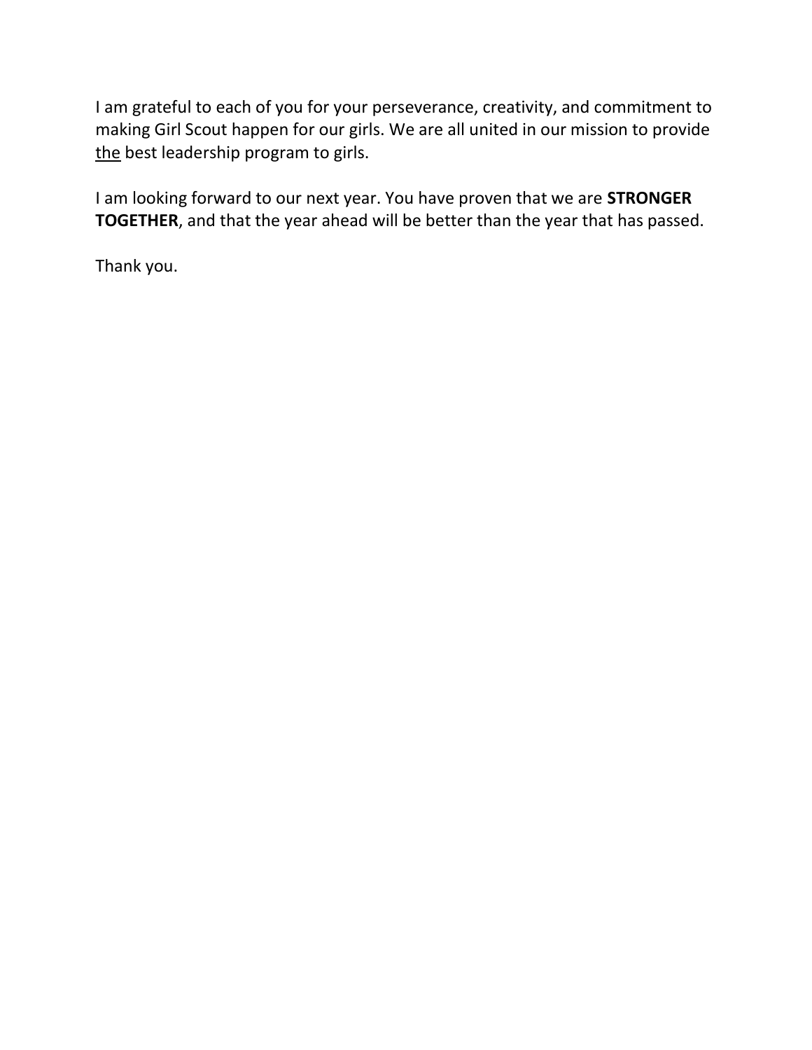I am grateful to each of you for your perseverance, creativity, and commitment to making Girl Scout happen for our girls. We are all united in our mission to provide <u>the</u> best leadership program to girls.

I am looking forward to our next year. You have proven that we are **STRONGER TOGETHER**, and that the year ahead will be better than the year that has passed.

Thank you.